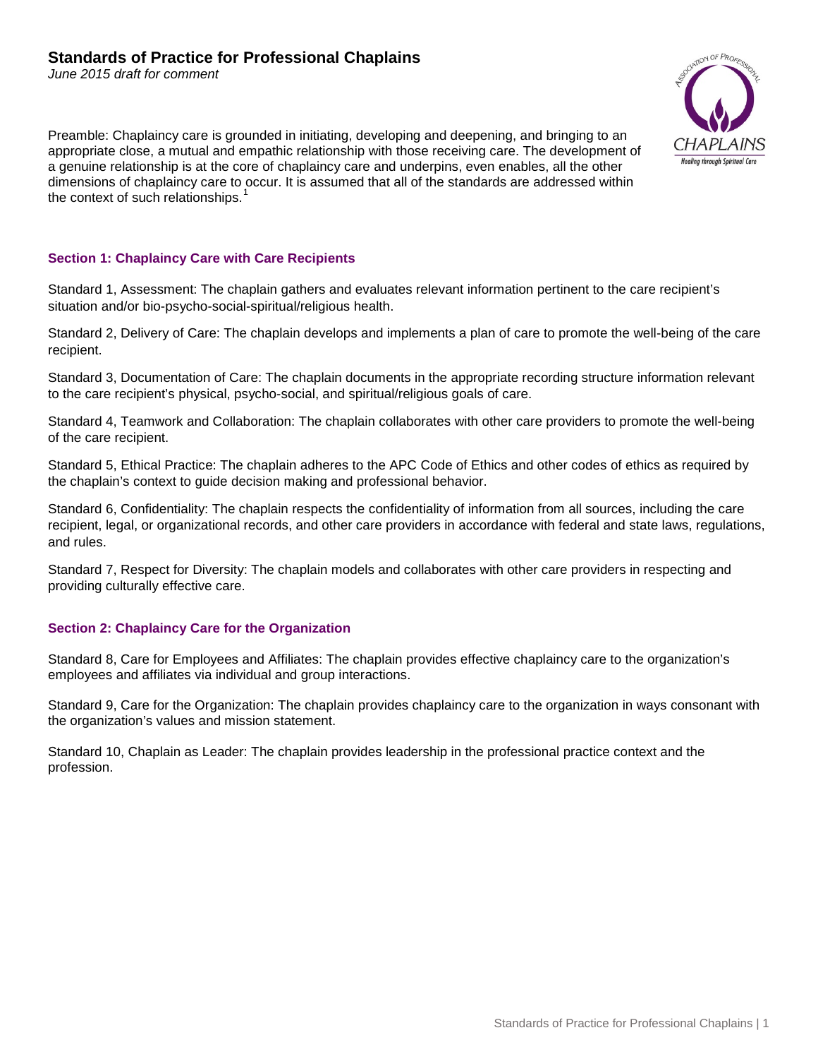# Standards of Practice for Professional Chaplains

*June 2015 draft for comment*

Preamble: Chaplaincy care is grounded in initiating, developing and deepening, and bringing to an appropriate close, a mutual and empathic relationship with those receiving care. The development of a genuine relationship is at the core of chaplaincy care and underpins, even enables, all the other dimensions of chaplaincy care to occur. It is assumed that all of the standards are addressed within the context of such relationships.[1]

## Section 1: Chaplaincy Care with Care Recipients

Standard 1, Assessment: The chaplain gathers and evaluates relevant information pertinent to the care recipient's situation and/or bio-psycho-social-spiritual/religious health.

Standard 2, Delivery of Care: The chaplain develops and implements a plan of care to promote the well-being of the care recipient.

Standard 3, Documentation of Care: The chaplain documents in the appropriate recording structure information relevant to the care recipient's physical, psycho-social, and spiritual/religious goals of care.

Standard 4, Teamwork and Collaboration: The chaplain collaborates with other care providers to promote the well-being of the care recipient.

Standard 5, Ethical Practice: The chaplain adheres to the APC Code of Ethics and other codes of ethics as required by the chaplain's context to guide decision making and professional behavior.

Standard 6, Confidentiality: The chaplain respects the confidentiality of information from all sources, including the care recipient, legal, or organizational records, and other care providers in accordance with federal and state laws, regulations, and rules.

Standard 7, Respect for Diversity: The chaplain models and collaborates with other care providers in respecting and providing culturally effective care.

## Section 2: Chaplaincy Care for the Organization

Standard 8, Care for Employees and Affiliates: The chaplain provides effective chaplaincy care to the organization's employees and affiliates via individual and group interactions.

Standard 9, Care for the Organization: The chaplain provides chaplaincy care to the organization in ways consonant with the organization's values and mission statement.

Standard 10, Chaplain as Leader: The chaplain provides leadership in the professional practice context and the profession.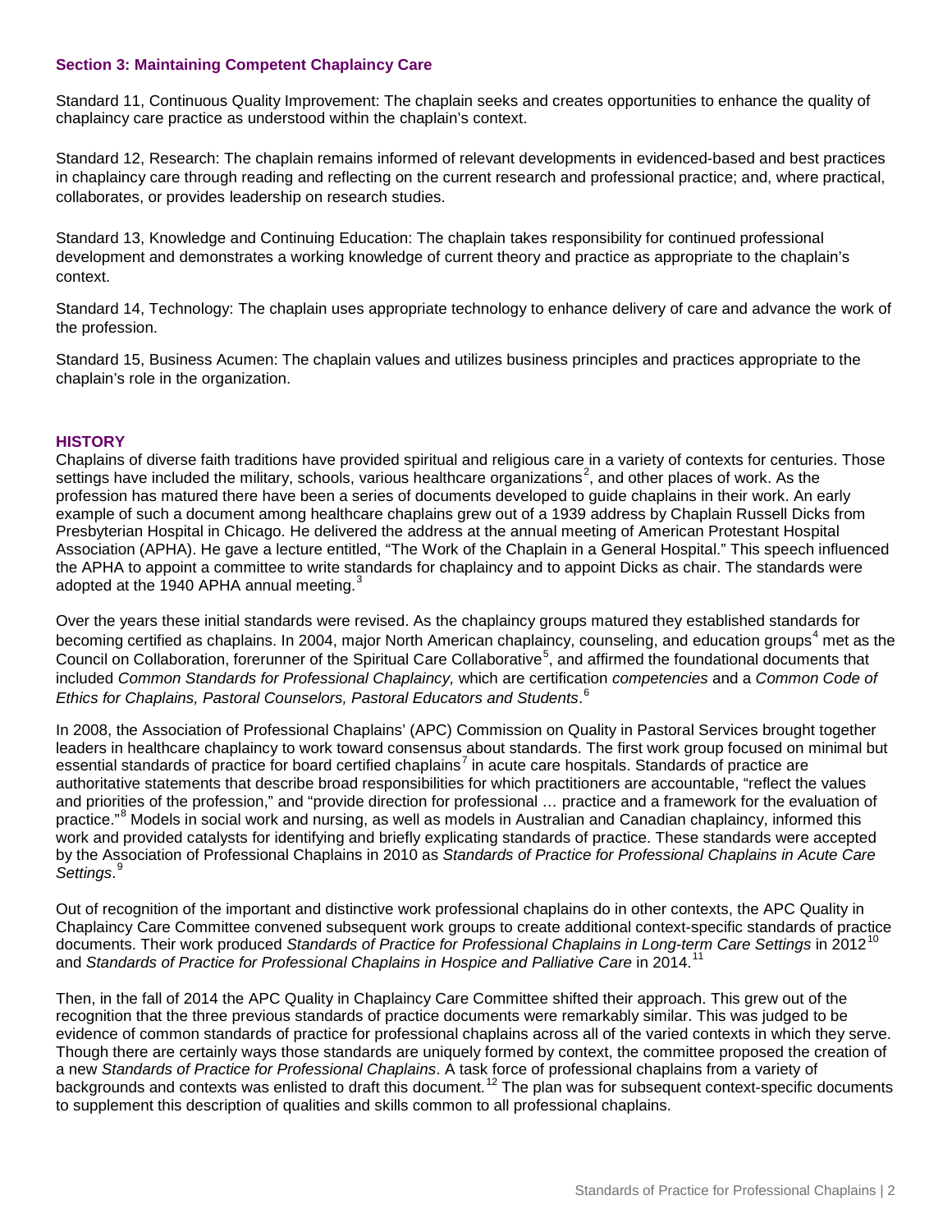### Section 3: Maintaining Competent Chaplaincy Care

Standard 11, Continuous Quality Improvement: The chaplain seeks and creates opportunities to enhance the quality of chaplaincy care practice as understood within the chaplain's context.

Standard 12, Research: The chaplain remains informed of relevant developments in evidenced-based and best practices in chaplaincy care through reading and reflecting on the current research and professional practice; and, where practical, collaborates, or provides leadership on research studies.

Standard 13, Knowledge and Continuing Education: The chaplain takes responsibility for continued professional development and demonstrates a working knowledge of current theory and practice as appropriate to the chaplain's context.

Standard 14, Technology: The chaplain uses appropriate technology to enhance delivery of care and advance the work of the profession.

Standard 15, Business Acumen: The chaplain values and utilizes business principles and practices appropriate to the chaplain's role in the organization.

## HISTORY

Chaplains of diverse faith traditions have provided spiritual and religious care in a variety of contexts for centuries. Those settings have included the military, schools, various healthcare organizations[2], and other places of work. As the profession has matured there have been a series of documents developed to guide chaplains in their work. An early example of such a document among healthcare chaplains grew out of a 1939 address by Chaplain Russell Dicks from Presbyterian Hospital in Chicago. He delivered the address at the annual meeting of American Protestant Hospital Association (APHA). He gave a lecture entitled, "The Work of the Chaplain in a General Hospital." This speech influenced the APHA to appoint a committee to write standards for chaplaincy and to appoint Dicks as chair. The standards were adopted at the 1940 APHA annual meeting.[3]

Over the years these initial standards were revised. As the chaplaincy groups matured they established standards for becoming certified as chaplains. In 2004, major North American chaplaincy, counseling, and education groups[4] met as the Council on Collaboration, forerunner of the Spiritual Care Collaborative[5], and affirmed the foundational documents that included *Common Standards for Professional Chaplaincy,* which are certification *competencies* and a *Common Code of Ethics for Chaplains, Pastoral Counselors, Pastoral Educators and Students*.[6]

In 2008, the Association of Professional Chaplains' (APC) Commission on Quality in Pastoral Services brought together leaders in healthcare chaplaincy to work toward consensus about standards. The first work group focused on minimal but essential standards of practice for board certified chaplains[7] in acute care hospitals. Standards of practice are authoritative statements that describe broad responsibilities for which practitioners are accountable, "reflect the values and priorities of the profession," and "provide direction for professional … practice and a framework for the evaluation of practice."[8] Models in social work and nursing, as well as models in Australian and Canadian chaplaincy, informed this work and provided catalysts for identifying and briefly explicating standards of practice. These standards were accepted by the Association of Professional Chaplains in 2010 as *Standards of Practice for Professional Chaplains in Acute Care Settings*.[9]

Out of recognition of the important and distinctive work professional chaplains do in other contexts, the APC Quality in Chaplaincy Care Committee convened subsequent work groups to create additional context-specific standards of practice documents. Their work produced *Standards of Practice for Professional Chaplains in Long-term Care Settings* in 2012[10] and *Standards of Practice for Professional Chaplains in Hospice and Palliative Care* in 2014.[11]

Then, in the fall of 2014 the APC Quality in Chaplaincy Care Committee shifted their approach. This grew out of the recognition that the three previous standards of practice documents were remarkably similar. This was judged to be evidence of common standards of practice for professional chaplains across all of the varied contexts in which they serve. Though there are certainly ways those standards are uniquely formed by context, the committee proposed the creation of a new *Standards of Practice for Professional Chaplains*. A task force of professional chaplains from a variety of backgrounds and contexts was enlisted to draft this document.[12] The plan was for subsequent context-specific documents to supplement this description of qualities and skills common to all professional chaplains.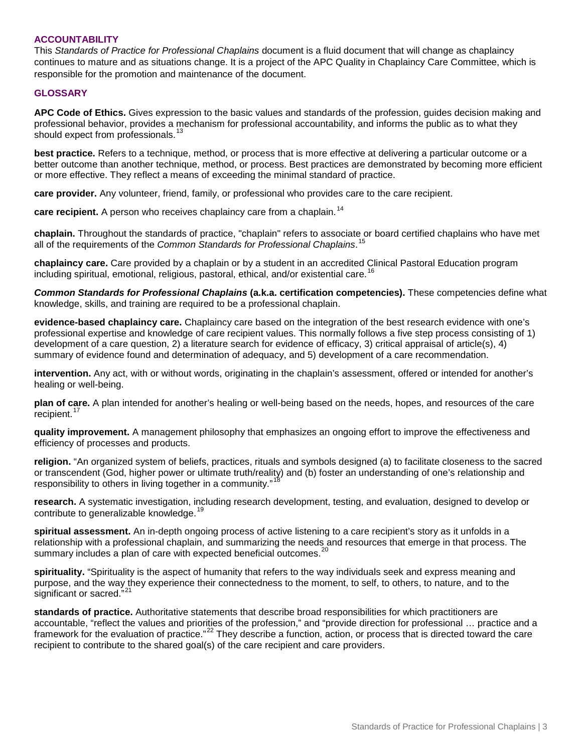## ACCOUNTABILITY

This *Standards of Practice for Professional Chaplains* document is a fluid document that will change as chaplaincy continues to mature and as situations change. It is a project of the APC Quality in Chaplaincy Care Committee, which is responsible for the promotion and maintenance of the document.

## GLOSSARY

**APC Code of Ethics.** Gives expression to the basic values and standards of the profession, guides decision making and professional behavior, provides a mechanism for professional accountability, and informs the public as to what they should expect from professionals.[13]

**best practice.** Refers to a technique, method, or process that is more effective at delivering a particular outcome or a better outcome than another technique, method, or process. Best practices are demonstrated by becoming more efficient or more effective. They reflect a means of exceeding the minimal standard of practice.

**care provider.** Any volunteer, friend, family, or professional who provides care to the care recipient.

**care recipient.** A person who receives chaplaincy care from a chaplain.[14]

**chaplain.** Throughout the standards of practice, "chaplain" refers to associate or board certified chaplains who have met all of the requirements of the *Common Standards for Professional Chaplains*.[15]

**chaplaincy care.** Care provided by a chaplain or by a student in an accredited Clinical Pastoral Education program including spiritual, emotional, religious, pastoral, ethical, and/or existential care.[16]

***Common Standards for Professional Chaplains* (a.k.a. certification competencies).** These competencies define what knowledge, skills, and training are required to be a professional chaplain.

**evidence-based chaplaincy care.** Chaplaincy care based on the integration of the best research evidence with one's professional expertise and knowledge of care recipient values. This normally follows a five step process consisting of 1) development of a care question, 2) a literature search for evidence of efficacy, 3) critical appraisal of article(s), 4) summary of evidence found and determination of adequacy, and 5) development of a care recommendation.

**intervention.** Any act, with or without words, originating in the chaplain's assessment, offered or intended for another's healing or well-being.

**plan of care.** A plan intended for another's healing or well-being based on the needs, hopes, and resources of the care recipient.[17]

**quality improvement.** A management philosophy that emphasizes an ongoing effort to improve the effectiveness and efficiency of processes and products.

**religion.** "An organized system of beliefs, practices, rituals and symbols designed (a) to facilitate closeness to the sacred or transcendent (God, higher power or ultimate truth/reality) and (b) foster an understanding of one's relationship and responsibility to others in living together in a community."[18]

**research.** A systematic investigation, including research development, testing, and evaluation, designed to develop or contribute to generalizable knowledge.[19]

**spiritual assessment.** An in-depth ongoing process of active listening to a care recipient's story as it unfolds in a relationship with a professional chaplain, and summarizing the needs and resources that emerge in that process. The summary includes a plan of care with expected beneficial outcomes.[20]

**spirituality.** "Spirituality is the aspect of humanity that refers to the way individuals seek and express meaning and purpose, and the way they experience their connectedness to the moment, to self, to others, to nature, and to the significant or sacred."[21]

**standards of practice.** Authoritative statements that describe broad responsibilities for which practitioners are accountable, "reflect the values and priorities of the profession," and "provide direction for professional … practice and a framework for the evaluation of practice."[22] They describe a function, action, or process that is directed toward the care recipient to contribute to the shared goal(s) of the care recipient and care providers.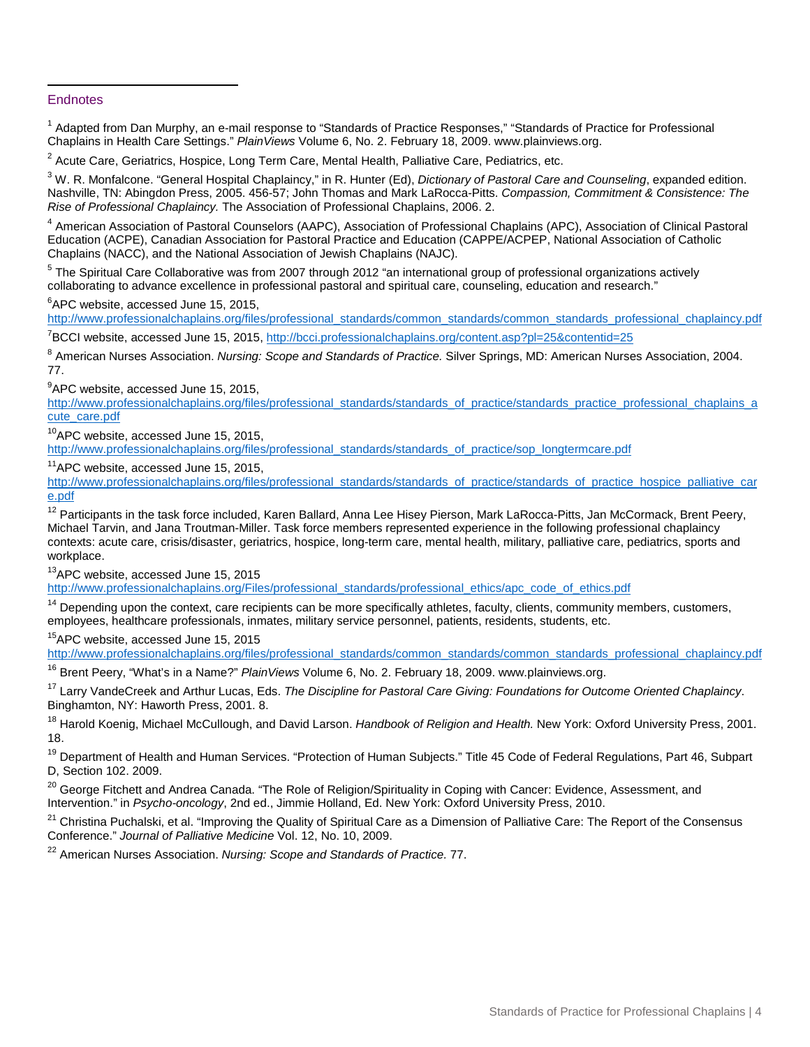## Endnotes

[1] Adapted from Dan Murphy, an e-mail response to "Standards of Practice Responses," "Standards of Practice for Professional Chaplains in Health Care Settings." *PlainViews* Volume 6, No. 2. February 18, 2009. www.plainviews.org.

[2] Acute Care, Geriatrics, Hospice, Long Term Care, Mental Health, Palliative Care, Pediatrics, etc.

[3] W. R. Monfalcone. "General Hospital Chaplaincy," in R. Hunter (Ed), *Dictionary of Pastoral Care and Counseling*, expanded edition. Nashville, TN: Abingdon Press, 2005. 456-57; John Thomas and Mark LaRocca-Pitts. *Compassion, Commitment & Consistence: The Rise of Professional Chaplaincy.* The Association of Professional Chaplains, 2006. 2.

[4] American Association of Pastoral Counselors (AAPC), Association of Professional Chaplains (APC), Association of Clinical Pastoral Education (ACPE), Canadian Association for Pastoral Practice and Education (CAPPE/ACPEP, National Association of Catholic Chaplains (NACC), and the National Association of Jewish Chaplains (NAJC).

[5] The Spiritual Care Collaborative was from 2007 through 2012 "an international group of professional organizations actively collaborating to advance excellence in professional pastoral and spiritual care, counseling, education and research."

[6] APC website, accessed June 15, 2015, http://www.professionalchaplains.org/files/professional_standards/common_standards/common_standards_professional_chaplaincy.pdf

[7] BCCI website, accessed June 15, 2015, http://bcci.professionalchaplains.org/content.asp?pl=25&contentid=25

[8] American Nurses Association. *Nursing: Scope and Standards of Practice.* Silver Springs, MD: American Nurses Association, 2004. 77.

[9] APC website, accessed June 15, 2015, http://www.professionalchaplains.org/files/professional_standards/standards_of_practice/standards_practice_professional_chaplains_acute_care.pdf

[10] APC website, accessed June 15, 2015, http://www.professionalchaplains.org/files/professional_standards/standards_of_practice/sop_longtermcare.pdf

[11] APC website, accessed June 15, 2015, http://www.professionalchaplains.org/files/professional_standards/standards_of_practice/standards_of_practice_hospice_palliative_care.pdf

[12] Participants in the task force included, Karen Ballard, Anna Lee Hisey Pierson, Mark LaRocca-Pitts, Jan McCormack, Brent Peery, Michael Tarvin, and Jana Troutman-Miller. Task force members represented experience in the following professional chaplaincy contexts: acute care, crisis/disaster, geriatrics, hospice, long-term care, mental health, military, palliative care, pediatrics, sports and workplace.

[13] APC website, accessed June 15, 2015 http://www.professionalchaplains.org/Files/professional_standards/professional_ethics/apc_code_of_ethics.pdf

[14] Depending upon the context, care recipients can be more specifically athletes, faculty, clients, community members, customers, employees, healthcare professionals, inmates, military service personnel, patients, residents, students, etc.

[15] APC website, accessed June 15, 2015 http://www.professionalchaplains.org/files/professional_standards/common_standards/common_standards_professional_chaplaincy.pdf

[16] Brent Peery, "What's in a Name?" *PlainViews* Volume 6, No. 2. February 18, 2009. www.plainviews.org.

[17] Larry VandeCreek and Arthur Lucas, Eds. *The Discipline for Pastoral Care Giving: Foundations for Outcome Oriented Chaplaincy*. Binghamton, NY: Haworth Press, 2001. 8.

[18] Harold Koenig, Michael McCullough, and David Larson. *Handbook of Religion and Health.* New York: Oxford University Press, 2001. 18.

[19] Department of Health and Human Services. "Protection of Human Subjects." Title 45 Code of Federal Regulations, Part 46, Subpart D, Section 102. 2009.

[20] George Fitchett and Andrea Canada. "The Role of Religion/Spirituality in Coping with Cancer: Evidence, Assessment, and Intervention." in *Psycho-oncology*, 2nd ed., Jimmie Holland, Ed. New York: Oxford University Press, 2010.

[21] Christina Puchalski, et al. "Improving the Quality of Spiritual Care as a Dimension of Palliative Care: The Report of the Consensus Conference." *Journal of Palliative Medicine* Vol. 12, No. 10, 2009.

[22] American Nurses Association. *Nursing: Scope and Standards of Practice.* 77.